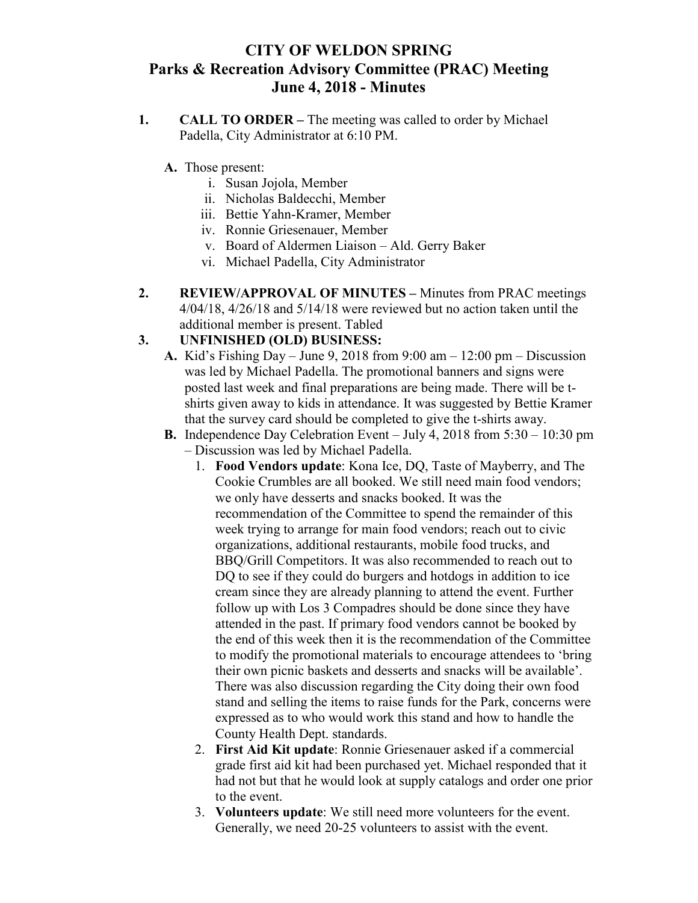# CITY OF WELDON SPRING
## Parks & Recreation Advisory Committee (PRAC) Meeting
## June 4, 2018 - Minutes

1. **CALL TO ORDER –** The meeting was called to order by Michael Padella, City Administrator at 6:10 PM.

   A. Those present:
      i. Susan Jojola, Member
      ii. Nicholas Baldecchi, Member
      iii. Bettie Yahn-Kramer, Member
      iv. Ronnie Griesenauer, Member
      v. Board of Aldermen Liaison – Ald. Gerry Baker
      vi. Michael Padella, City Administrator

2. **REVIEW/APPROVAL OF MINUTES –** Minutes from PRAC meetings 4/04/18, 4/26/18 and 5/14/18 were reviewed but no action taken until the additional member is present. Tabled

3. **UNFINISHED (OLD) BUSINESS:**

   **A.** Kid's Fishing Day – June 9, 2018 from 9:00 am – 12:00 pm – Discussion was led by Michael Padella. The promotional banners and signs were posted last week and final preparations are being made. There will be t-shirts given away to kids in attendance. It was suggested by Bettie Kramer that the survey card should be completed to give the t-shirts away.

   **B.** Independence Day Celebration Event – July 4, 2018 from 5:30 – 10:30 pm – Discussion was led by Michael Padella.

      1. **Food Vendors update**: Kona Ice, DQ, Taste of Mayberry, and The Cookie Crumbles are all booked. We still need main food vendors; we only have desserts and snacks booked. It was the recommendation of the Committee to spend the remainder of this week trying to arrange for main food vendors; reach out to civic organizations, additional restaurants, mobile food trucks, and BBQ/Grill Competitors. It was also recommended to reach out to DQ to see if they could do burgers and hotdogs in addition to ice cream since they are already planning to attend the event. Further follow up with Los 3 Compadres should be done since they have attended in the past. If primary food vendors cannot be booked by the end of this week then it is the recommendation of the Committee to modify the promotional materials to encourage attendees to 'bring their own picnic baskets and desserts and snacks will be available'. There was also discussion regarding the City doing their own food stand and selling the items to raise funds for the Park, concerns were expressed as to who would work this stand and how to handle the County Health Dept. standards.
      2. **First Aid Kit update**: Ronnie Griesenauer asked if a commercial grade first aid kit had been purchased yet. Michael responded that it had not but that he would look at supply catalogs and order one prior to the event.
      3. **Volunteers update**: We still need more volunteers for the event. Generally, we need 20-25 volunteers to assist with the event.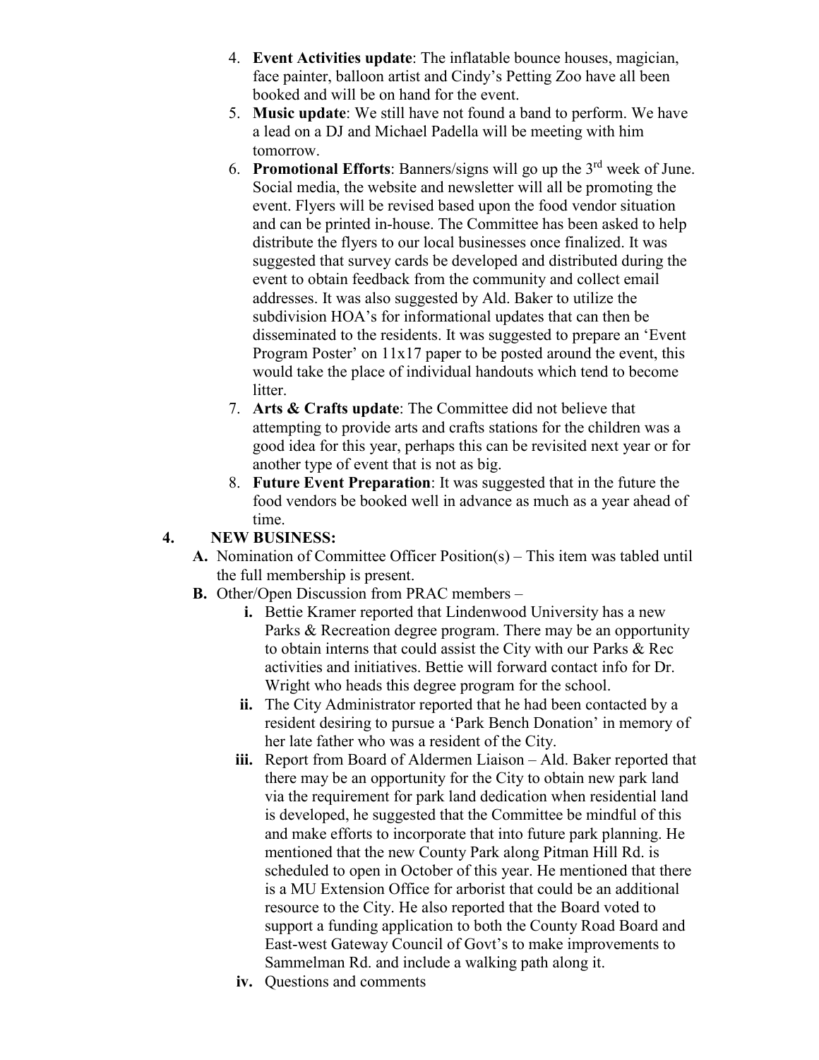4. **Event Activities update**: The inflatable bounce houses, magician, face painter, balloon artist and Cindy's Petting Zoo have all been booked and will be on hand for the event.
5. **Music update**: We still have not found a band to perform. We have a lead on a DJ and Michael Padella will be meeting with him tomorrow.
6. **Promotional Efforts**: Banners/signs will go up the 3rd week of June. Social media, the website and newsletter will all be promoting the event. Flyers will be revised based upon the food vendor situation and can be printed in-house. The Committee has been asked to help distribute the flyers to our local businesses once finalized. It was suggested that survey cards be developed and distributed during the event to obtain feedback from the community and collect email addresses. It was also suggested by Ald. Baker to utilize the subdivision HOA's for informational updates that can then be disseminated to the residents. It was suggested to prepare an 'Event Program Poster' on 11x17 paper to be posted around the event, this would take the place of individual handouts which tend to become litter.
7. **Arts & Crafts update**: The Committee did not believe that attempting to provide arts and crafts stations for the children was a good idea for this year, perhaps this can be revisited next year or for another type of event that is not as big.
8. **Future Event Preparation**: It was suggested that in the future the food vendors be booked well in advance as much as a year ahead of time.

**4. NEW BUSINESS:**

**A.** Nomination of Committee Officer Position(s) – This item was tabled until the full membership is present.

**B.** Other/Open Discussion from PRAC members –

**i.** Bettie Kramer reported that Lindenwood University has a new Parks & Recreation degree program. There may be an opportunity to obtain interns that could assist the City with our Parks & Rec activities and initiatives. Bettie will forward contact info for Dr. Wright who heads this degree program for the school.

**ii.** The City Administrator reported that he had been contacted by a resident desiring to pursue a 'Park Bench Donation' in memory of her late father who was a resident of the City.

**iii.** Report from Board of Aldermen Liaison – Ald. Baker reported that there may be an opportunity for the City to obtain new park land via the requirement for park land dedication when residential land is developed, he suggested that the Committee be mindful of this and make efforts to incorporate that into future park planning. He mentioned that the new County Park along Pitman Hill Rd. is scheduled to open in October of this year. He mentioned that there is a MU Extension Office for arborist that could be an additional resource to the City. He also reported that the Board voted to support a funding application to both the County Road Board and East-west Gateway Council of Govt's to make improvements to Sammelman Rd. and include a walking path along it.

**iv.** Questions and comments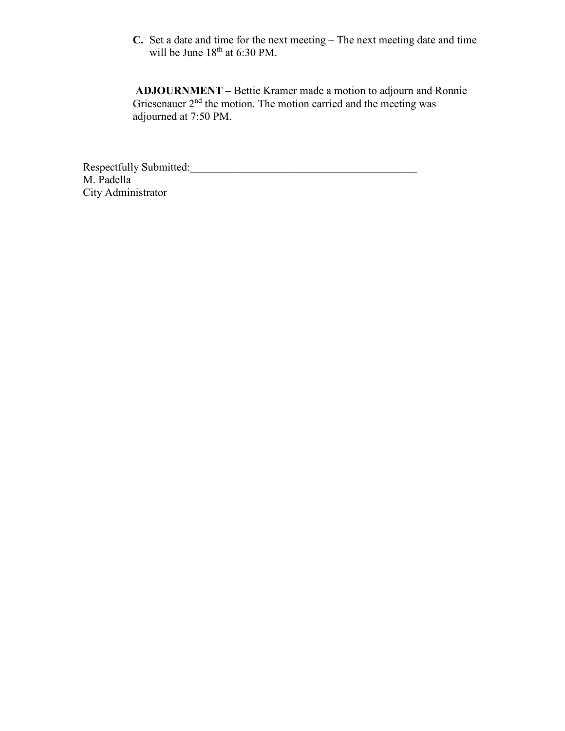**C.** Set a date and time for the next meeting – The next meeting date and time will be June 18th at 6:30 PM.

**ADJOURNMENT –** Bettie Kramer made a motion to adjourn and Ronnie Griesenauer 2nd the motion. The motion carried and the meeting was adjourned at 7:50 PM.

Respectfully Submitted:_________________________________________

M. Padella

City Administrator